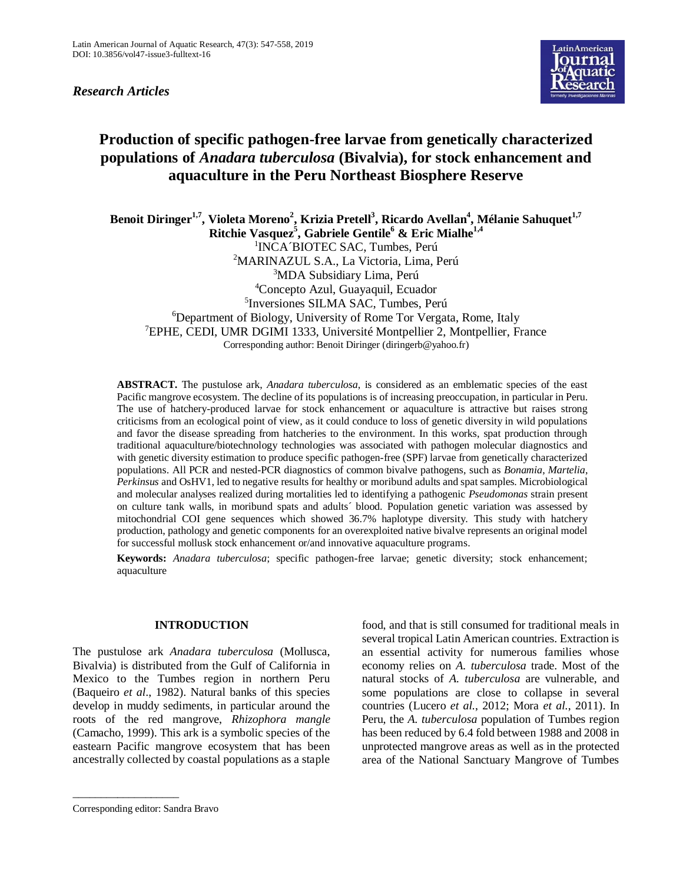*Research Articles*

# Production of specific pathogen-free larvae from genetically characterized populations of *Anadara tuberculosa* (Bivalvia), for stock enhancement and aquaculture in the Peru Northeast Biosphere Reserve

**Benoit Diringer[1,7], Violeta Moreno[2], Krizia Pretell[3], Ricardo Avellan[4], Mélanie Sahuquet[1,7] Ritchie Vasquez[5], Gabriele Gentile[6] & Eric Mialhe[1,4]**

[1]INCA´BIOTEC SAC, Tumbes, Perú
[2]MARINAZUL S.A., La Victoria, Lima, Perú
[3]MDA Subsidiary Lima, Perú
[4]Concepto Azul, Guayaquil, Ecuador
[5]Inversiones SILMA SAC, Tumbes, Perú
[6]Department of Biology, University of Rome Tor Vergata, Rome, Italy
[7]EPHE, CEDI, UMR DGIMI 1333, Université Montpellier 2, Montpellier, France
Corresponding author: Benoit Diringer (diringerb@yahoo.fr)

**ABSTRACT.** The pustulose ark, *Anadara tuberculosa,* is considered as an emblematic species of the east Pacific mangrove ecosystem. The decline of its populations is of increasing preoccupation, in particular in Peru. The use of hatchery-produced larvae for stock enhancement or aquaculture is attractive but raises strong criticisms from an ecological point of view, as it could conduce to loss of genetic diversity in wild populations and favor the disease spreading from hatcheries to the environment. In this works, spat production through traditional aquaculture/biotechnology technologies was associated with pathogen molecular diagnostics and with genetic diversity estimation to produce specific pathogen-free (SPF) larvae from genetically characterized populations. All PCR and nested-PCR diagnostics of common bivalve pathogens, such as *Bonamia, Martelia*, *Perkinsus* and OsHV1, led to negative results for healthy or moribund adults and spat samples. Microbiological and molecular analyses realized during mortalities led to identifying a pathogenic *Pseudomonas* strain present on culture tank walls, in moribund spats and adults´ blood. Population genetic variation was assessed by mitochondrial COI gene sequences which showed 36.7% haplotype diversity. This study with hatchery production, pathology and genetic components for an overexploited native bivalve represents an original model for successful mollusk stock enhancement or/and innovative aquaculture programs.

**Keywords:** *Anadara tuberculosa*; specific pathogen-free larvae; genetic diversity; stock enhancement; aquaculture

## INTRODUCTION

The pustulose ark *Anadara tuberculosa* (Mollusca, Bivalvia) is distributed from the Gulf of California in Mexico to the Tumbes region in northern Peru (Baqueiro *et al*., 1982). Natural banks of this species develop in muddy sediments, in particular around the roots of the red mangrove, *Rhizophora mangle* (Camacho, 1999). This ark is a symbolic species of the eastern Pacific mangrove ecosystem that has been ancestrally collected by coastal populations as a staple food, and that is still consumed for traditional meals in several tropical Latin American countries. Extraction is an essential activity for numerous families whose economy relies on *A. tuberculosa* trade. Most of the natural stocks of *A. tuberculosa* are vulnerable, and some populations are close to collapse in several countries (Lucero *et al.*, 2012; Mora *et al.*, 2011). In Peru, the *A. tuberculosa* population of Tumbes region has been reduced by 6.4 fold between 1988 and 2008 in unprotected mangrove areas as well as in the protected area of the National Sanctuary Mangrove of Tumbes

Corresponding editor: Sandra Bravo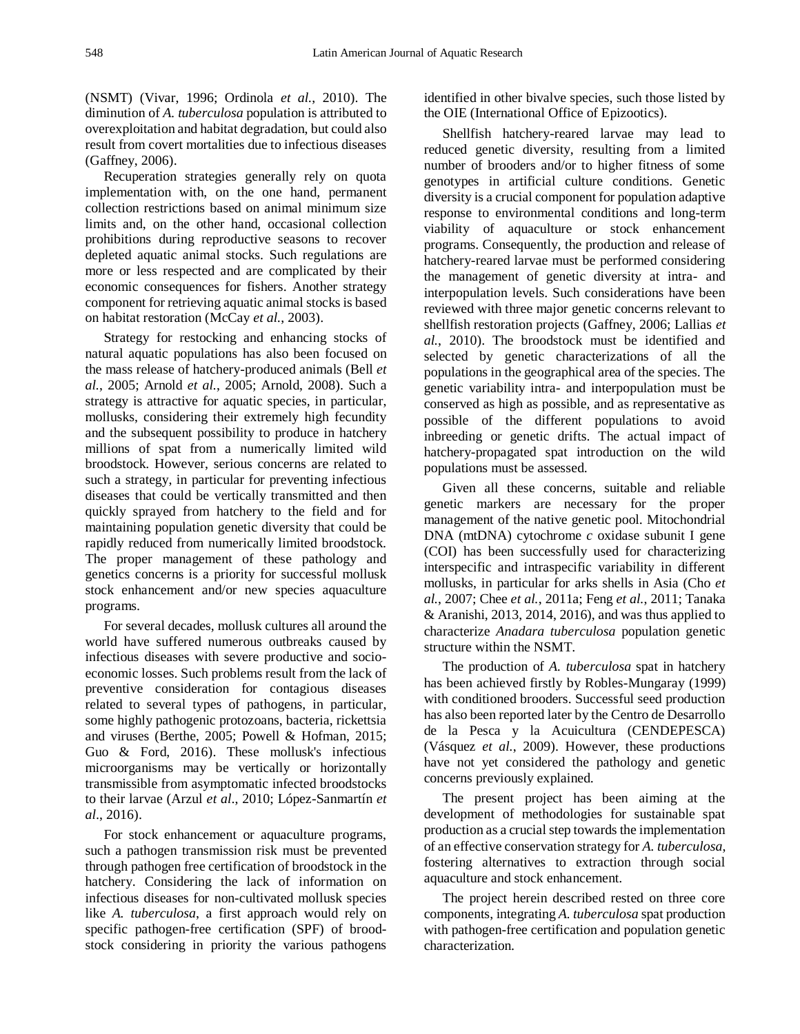(NSMT) (Vivar, 1996; Ordinola *et al.*, 2010). The diminution of *A. tuberculosa* population is attributed to overexploitation and habitat degradation, but could also result from covert mortalities due to infectious diseases (Gaffney, 2006).

Recuperation strategies generally rely on quota implementation with, on the one hand, permanent collection restrictions based on animal minimum size limits and, on the other hand, occasional collection prohibitions during reproductive seasons to recover depleted aquatic animal stocks. Such regulations are more or less respected and are complicated by their economic consequences for fishers. Another strategy component for retrieving aquatic animal stocks is based on habitat restoration (McCay *et al.*, 2003).

Strategy for restocking and enhancing stocks of natural aquatic populations has also been focused on the mass release of hatchery-produced animals (Bell *et al.*, 2005; Arnold *et al.*, 2005; Arnold, 2008). Such a strategy is attractive for aquatic species, in particular, mollusks, considering their extremely high fecundity and the subsequent possibility to produce in hatchery millions of spat from a numerically limited wild broodstock. However, serious concerns are related to such a strategy, in particular for preventing infectious diseases that could be vertically transmitted and then quickly sprayed from hatchery to the field and for maintaining population genetic diversity that could be rapidly reduced from numerically limited broodstock. The proper management of these pathology and genetics concerns is a priority for successful mollusk stock enhancement and/or new species aquaculture programs.

For several decades, mollusk cultures all around the world have suffered numerous outbreaks caused by infectious diseases with severe productive and socio-economic losses. Such problems result from the lack of preventive consideration for contagious diseases related to several types of pathogens, in particular, some highly pathogenic protozoans, bacteria, rickettsia and viruses (Berthe, 2005; Powell & Hofman, 2015; Guo & Ford, 2016). These mollusk's infectious microorganisms may be vertically or horizontally transmissible from asymptomatic infected broodstocks to their larvae (Arzul *et al*., 2010; López-Sanmartín *et al*., 2016).

For stock enhancement or aquaculture programs, such a pathogen transmission risk must be prevented through pathogen free certification of broodstock in the hatchery. Considering the lack of information on infectious diseases for non-cultivated mollusk species like *A. tuberculosa*, a first approach would rely on specific pathogen-free certification (SPF) of brood-stock considering in priority the various pathogens identified in other bivalve species, such those listed by the OIE (International Office of Epizootics).

Shellfish hatchery-reared larvae may lead to reduced genetic diversity, resulting from a limited number of brooders and/or to higher fitness of some genotypes in artificial culture conditions. Genetic diversity is a crucial component for population adaptive response to environmental conditions and long-term viability of aquaculture or stock enhancement programs. Consequently, the production and release of hatchery-reared larvae must be performed considering the management of genetic diversity at intra- and interpopulation levels. Such considerations have been reviewed with three major genetic concerns relevant to shellfish restoration projects (Gaffney, 2006; Lallias *et al.*, 2010). The broodstock must be identified and selected by genetic characterizations of all the populations in the geographical area of the species. The genetic variability intra- and interpopulation must be conserved as high as possible, and as representative as possible of the different populations to avoid inbreeding or genetic drifts. The actual impact of hatchery-propagated spat introduction on the wild populations must be assessed.

Given all these concerns, suitable and reliable genetic markers are necessary for the proper management of the native genetic pool. Mitochondrial DNA (mtDNA) cytochrome *c* oxidase subunit I gene (COI) has been successfully used for characterizing interspecific and intraspecific variability in different mollusks, in particular for arks shells in Asia (Cho *et al.*, 2007; Chee *et al.*, 2011a; Feng *et al.*, 2011; Tanaka & Aranishi, 2013, 2014, 2016), and was thus applied to characterize *Anadara tuberculosa* population genetic structure within the NSMT.

The production of *A. tuberculosa* spat in hatchery has been achieved firstly by Robles-Mungaray (1999) with conditioned brooders. Successful seed production has also been reported later by the Centro de Desarrollo de la Pesca y la Acuicultura (CENDEPESCA) (Vásquez *et al.*, 2009). However, these productions have not yet considered the pathology and genetic concerns previously explained.

The present project has been aiming at the development of methodologies for sustainable spat production as a crucial step towards the implementation of an effective conservation strategy for *A. tuberculosa*, fostering alternatives to extraction through social aquaculture and stock enhancement.

The project herein described rested on three core components, integrating *A. tuberculosa* spat production with pathogen-free certification and population genetic characterization.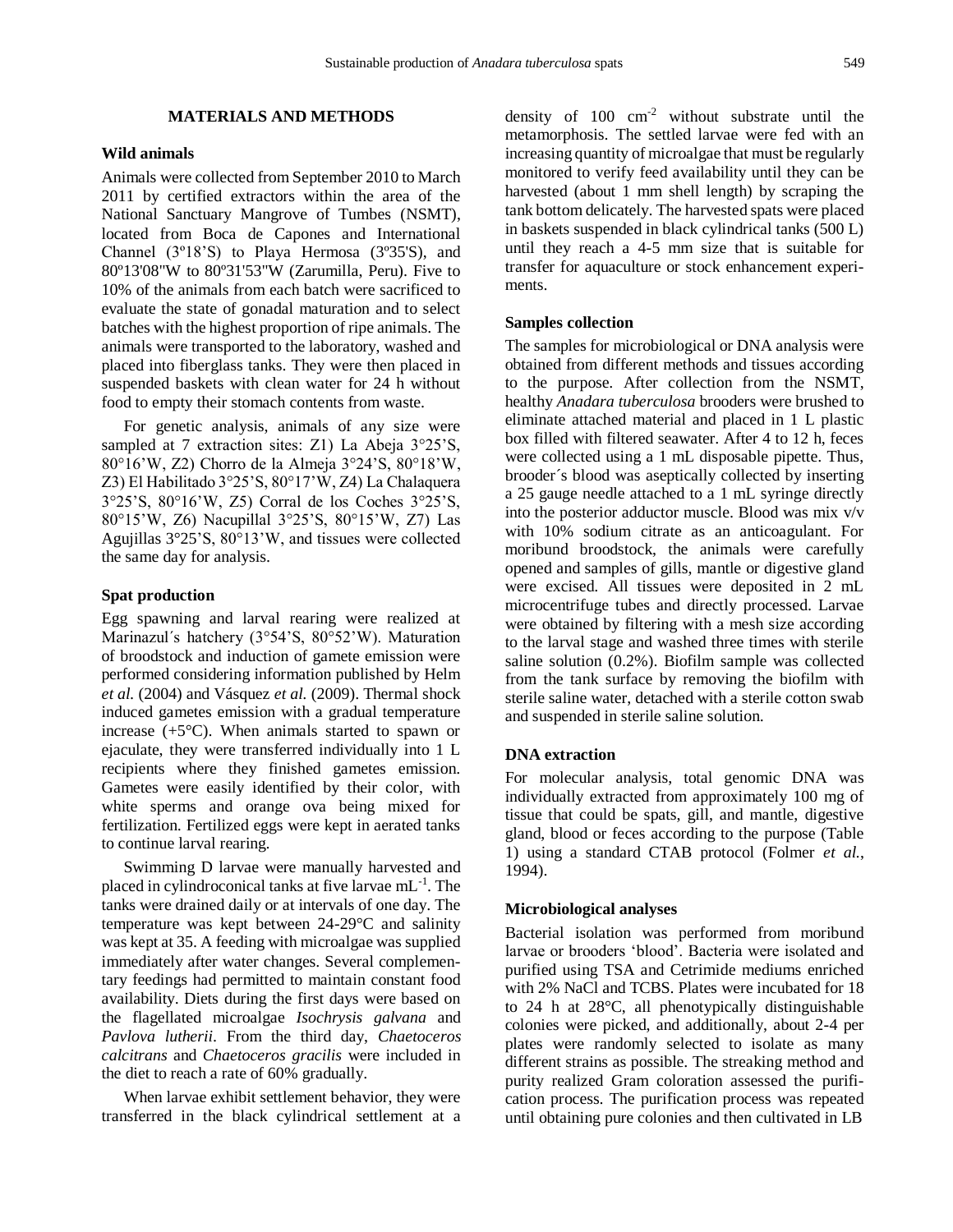## MATERIALS AND METHODS

### Wild animals

Animals were collected from September 2010 to March 2011 by certified extractors within the area of the National Sanctuary Mangrove of Tumbes (NSMT), located from Boca de Capones and International Channel (3º18'S) to Playa Hermosa (3º35'S), and 80º13'08"W to 80º31'53"W (Zarumilla, Peru). Five to 10% of the animals from each batch were sacrificed to evaluate the state of gonadal maturation and to select batches with the highest proportion of ripe animals. The animals were transported to the laboratory, washed and placed into fiberglass tanks. They were then placed in suspended baskets with clean water for 24 h without food to empty their stomach contents from waste.

For genetic analysis, animals of any size were sampled at 7 extraction sites: Z1) La Abeja 3°25'S, 80°16'W, Z2) Chorro de la Almeja 3°24'S, 80°18'W, Z3) El Habilitado 3°25'S, 80°17'W, Z4) La Chalaquera 3°25'S, 80°16'W, Z5) Corral de los Coches 3°25'S, 80°15'W, Z6) Nacupillal 3°25'S, 80°15'W, Z7) Las Agujillas 3°25'S, 80°13'W, and tissues were collected the same day for analysis.

### Spat production

Egg spawning and larval rearing were realized at Marinazul´s hatchery (3°54'S, 80°52'W). Maturation of broodstock and induction of gamete emission were performed considering information published by Helm *et al.* (2004) and Vásquez *et al.* (2009). Thermal shock induced gametes emission with a gradual temperature increase (+5°C). When animals started to spawn or ejaculate, they were transferred individually into 1 L recipients where they finished gametes emission. Gametes were easily identified by their color, with white sperms and orange ova being mixed for fertilization. Fertilized eggs were kept in aerated tanks to continue larval rearing.

Swimming D larvae were manually harvested and placed in cylindroconical tanks at five larvae $mL^{-1}$. The tanks were drained daily or at intervals of one day. The temperature was kept between 24-29°C and salinity was kept at 35. A feeding with microalgae was supplied immediately after water changes. Several complementary feedings had permitted to maintain constant food availability. Diets during the first days were based on the flagellated microalgae *Isochrysis galvana* and *Pavlova lutherii*. From the third day, *Chaetoceros calcitrans* and *Chaetoceros gracilis* were included in the diet to reach a rate of 60% gradually.

When larvae exhibit settlement behavior, they were transferred in the black cylindrical settlement at a density of 100 $cm^{-2}$ without substrate until the metamorphosis. The settled larvae were fed with an increasing quantity of microalgae that must be regularly monitored to verify feed availability until they can be harvested (about 1 mm shell length) by scraping the tank bottom delicately. The harvested spats were placed in baskets suspended in black cylindrical tanks (500 L) until they reach a 4-5 mm size that is suitable for transfer for aquaculture or stock enhancement experiments.

### Samples collection

The samples for microbiological or DNA analysis were obtained from different methods and tissues according to the purpose. After collection from the NSMT, healthy *Anadara tuberculosa* brooders were brushed to eliminate attached material and placed in 1 L plastic box filled with filtered seawater. After 4 to 12 h, feces were collected using a 1 mL disposable pipette. Thus, brooder´s blood was aseptically collected by inserting a 25 gauge needle attached to a 1 mL syringe directly into the posterior adductor muscle. Blood was mix v/v with 10% sodium citrate as an anticoagulant. For moribund broodstock, the animals were carefully opened and samples of gills, mantle or digestive gland were excised. All tissues were deposited in 2 mL microcentrifuge tubes and directly processed. Larvae were obtained by filtering with a mesh size according to the larval stage and washed three times with sterile saline solution (0.2%). Biofilm sample was collected from the tank surface by removing the biofilm with sterile saline water, detached with a sterile cotton swab and suspended in sterile saline solution.

### DNA extraction

For molecular analysis, total genomic DNA was individually extracted from approximately 100 mg of tissue that could be spats, gill, and mantle, digestive gland, blood or feces according to the purpose (Table 1) using a standard CTAB protocol (Folmer *et al.*, 1994).

### Microbiological analyses

Bacterial isolation was performed from moribund larvae or brooders 'blood'. Bacteria were isolated and purified using TSA and Cetrimide mediums enriched with 2% NaCl and TCBS. Plates were incubated for 18 to 24 h at 28°C, all phenotypically distinguishable colonies were picked, and additionally, about 2-4 per plates were randomly selected to isolate as many different strains as possible. The streaking method and purity realized Gram coloration assessed the purification process. The purification process was repeated until obtaining pure colonies and then cultivated in LB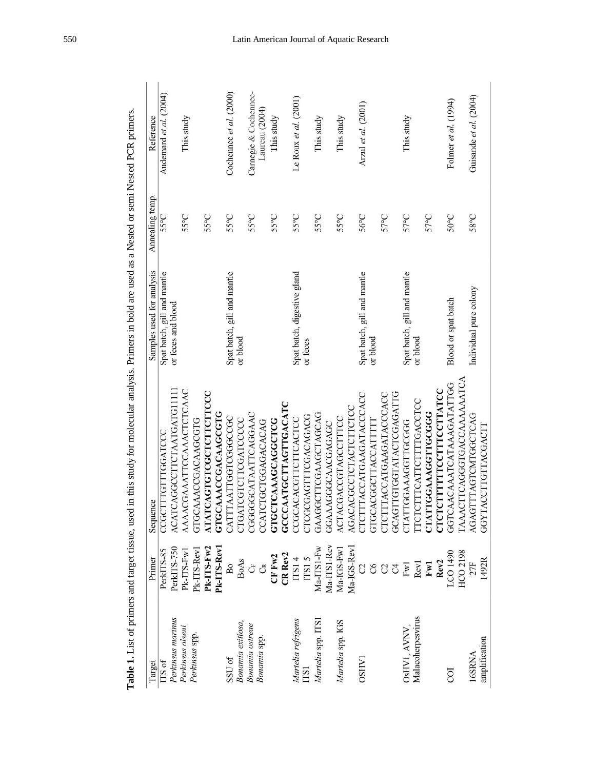**Table 1.** List of primers and target tissue, used in this study for molecular analysis. Primers in bold are used as a Nested or semi Nested PCR primers.

| Target | Primer | Sequence | Samples used for analysis | Annealing temp. | Reference |
|---|---|---|---|---|---|
| ITS of *Perkinsus marinus* | PerkITS-85 | CCGCTTTGTTTGGATCCC | Spat batch, gill and mantle or feces and blood | 55°C | Audemard *et al.* (2004) |
| | PerkITS-750 | ACATCAGGCCTTCTAATGATG1111 | | | |
| *Perkinsus olseni* *Perkinsus* spp. | Pk-ITS-Fw1 | AAAACGAAATTCCAAACTCTCAAC | | 55°C | This study |
| | Pk-ITS-Rev1 | GTGCAAACCGACAAGCGTG | | | |
| | **Pk-ITS-Fw2** | **ATATCAGTGTCGCTCTTCTTCCC** | | 55°C | |
| | **Pk-ITS-Rev1** | **GTGCAAACCGACAAGCGTG** | | | |
| SSU of *Bonamia exitiosa*, | Bo | CATTTAATTGGTCGGGCCGC | Spat batch, gill and mantle or blood | 55°C | Cochennec *et al.* (2000) |
| | BoAs | CTGATCGTCTTCGATCCCCC | | | |
| *Bonamia ostreae* *Bonamia* spp. | $C_F$ | CGGGGGCATAATTCAGGAAC | | 55°C | Carnegie & Cochennec-Laureau (2004) |
| | $C_R$ | CCATCTGCTGGAGACACAG | | | |
| | **CF Fw2** | **GTGCTCAAAGCAGGCTCG** | | 55°C | This study |
| | **CR Rev2** | **GCCCAATGCTTAGTTGACATC** | | | |
| *Marteilia refrigens* ITS1 | ITS1 4 | CCGCACACGTTCTTCACTCC | Spat batch, digestive gland or feces | 55°C | Le Roux *et al.* (2001) |
| | ITS1 5 | CTCGCGAGTTTCGACAGACG | | | |
| *Marteilia* spp. ITS1 | Ma-ITS1-Fw | GAAGGCTCGAAGCTAGCAG | | 55°C | This study |
| | Ma-ITS1-Rev | GGAAAGGGCAACGAGAGC | | | |
| *Marteilia* spp. IGS | Ma-IGS-Fw1 | ACTACGACCGTAGCCTTTCC | | 55°C | This study |
| | Ma-IGS-Rev1 | AGACACGCCTCTACTCTTCTCC | | | |
| OSHV1 | C2 | CTCTTTACCATGAAGATACCCACC | Spat batch, gill and mantle or blood | 56°C | Arzul *et al.* (2001) |
| | C6 | GTGCACGGCTTACCATTTTT | | | |
| | C2 | CTCTTTACCATGAAGATACCCACC | | 57°C | |
| | C4 | GCAGTTGTGGTATACTCGAGATTG | | | |
| OsHV1, AVNV, Malacoherpesvirus | Fw1 | CTATTGGAAAGGTTGCGGG | Spat batch, gill and mantle or blood | 57°C | This study |
| | Rev1 | TTCTCTTTCATTCTTTTGACCTCC | | | |
| | **Fw1** | **CTATTGGAAAGGTTGCGGG** | | 57°C | |
| | **Rev2** | **CTCTCTTTTTCCTTTCCTTATCC** | | | |
| COI | LCO 1490 | GGTCAACAAATCATAAAGATATTGG | Blood or spat batch | 50°C | Folmer *et al.* (1994) |
| | HCO 2198 | TAAACTTCAGGGTGACCAAAAAATCA | | | |
| 16SRNA amplification | 27F | AGAGTTTAGTCMTGGCTCAG | Individual pure colony | 58°C | Guisande *et al.* (2004) |
| | 1492R | GGYTACCTTGTTACGACTT | | | |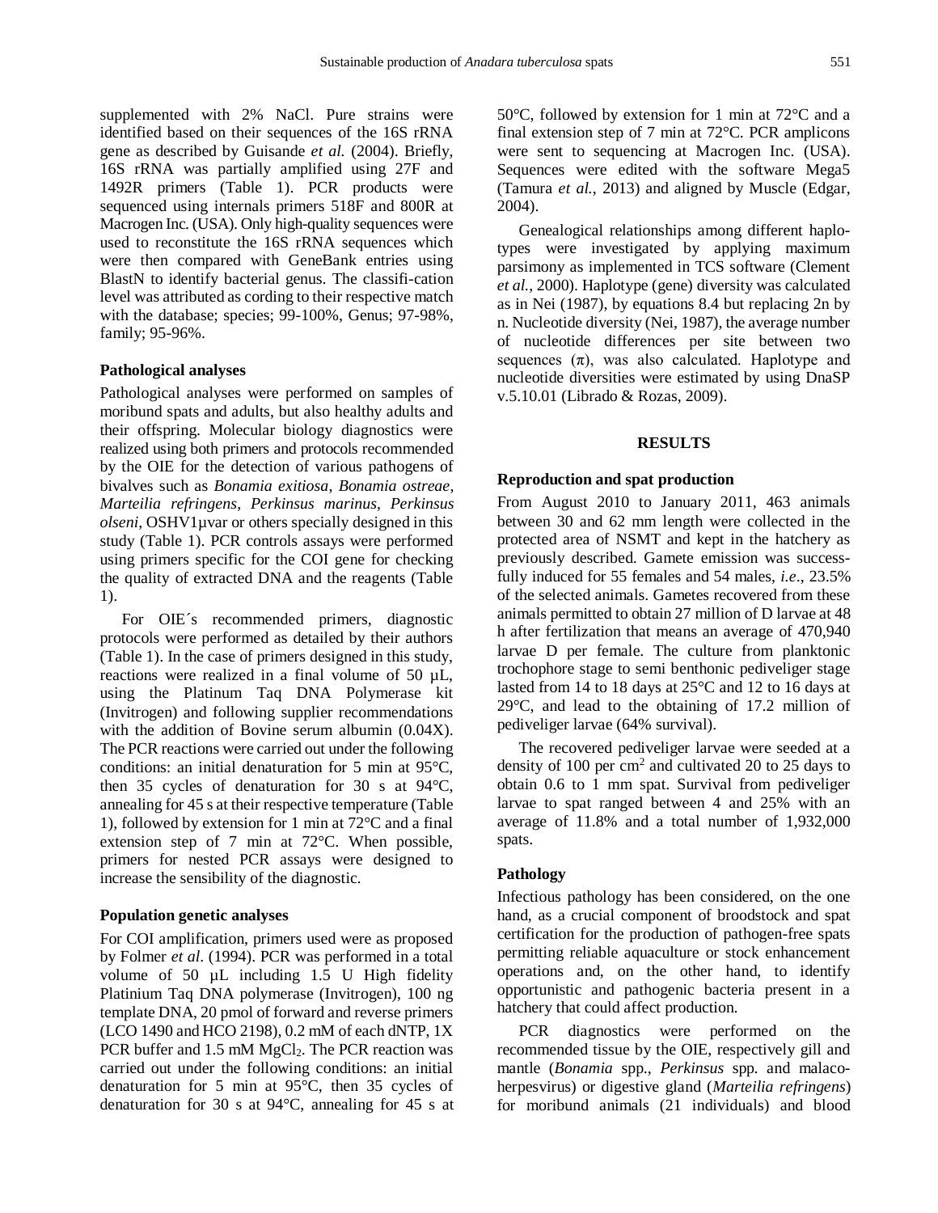supplemented with 2% NaCl. Pure strains were identified based on their sequences of the 16S rRNA gene as described by Guisande *et al.* (2004). Briefly, 16S rRNA was partially amplified using 27F and 1492R primers (Table 1). PCR products were sequenced using internals primers 518F and 800R at Macrogen Inc. (USA). Only high-quality sequences were used to reconstitute the 16S rRNA sequences which were then compared with GeneBank entries using BlastN to identify bacterial genus. The classifi-cation level was attributed as cording to their respective match with the database; species; 99-100%, Genus; 97-98%, family; 95-96%.

### Pathological analyses

Pathological analyses were performed on samples of moribund spats and adults, but also healthy adults and their offspring. Molecular biology diagnostics were realized using both primers and protocols recommended by the OIE for the detection of various pathogens of bivalves such as *Bonamia exitiosa*, *Bonamia ostreae*, *Marteilia refringens*, *Perkinsus marinus*, *Perkinsus olseni*, OSHV1µvar or others specially designed in this study (Table 1). PCR controls assays were performed using primers specific for the COI gene for checking the quality of extracted DNA and the reagents (Table 1).

For OIE´s recommended primers, diagnostic protocols were performed as detailed by their authors (Table 1). In the case of primers designed in this study, reactions were realized in a final volume of 50 µL, using the Platinum Taq DNA Polymerase kit (Invitrogen) and following supplier recommendations with the addition of Bovine serum albumin (0.04X). The PCR reactions were carried out under the following conditions: an initial denaturation for 5 min at 95°C, then 35 cycles of denaturation for 30 s at 94°C, annealing for 45 s at their respective temperature (Table 1), followed by extension for 1 min at 72°C and a final extension step of 7 min at 72°C. When possible, primers for nested PCR assays were designed to increase the sensibility of the diagnostic.

### Population genetic analyses

For COI amplification, primers used were as proposed by Folmer *et al*. (1994). PCR was performed in a total volume of 50 µL including 1.5 U High fidelity Platinium Taq DNA polymerase (Invitrogen), 100 ng template DNA, 20 pmol of forward and reverse primers (LCO 1490 and HCO 2198), 0.2 mM of each dNTP, 1X PCR buffer and 1.5 mM $MgCl_2$. The PCR reaction was carried out under the following conditions: an initial denaturation for 5 min at 95°C, then 35 cycles of denaturation for 30 s at 94°C, annealing for 45 s at 50°C, followed by extension for 1 min at 72°C and a final extension step of 7 min at 72°C. PCR amplicons were sent to sequencing at Macrogen Inc. (USA). Sequences were edited with the software Mega5 (Tamura *et al.*, 2013) and aligned by Muscle (Edgar, 2004).

Genealogical relationships among different haplotypes were investigated by applying maximum parsimony as implemented in TCS software (Clement *et al.*, 2000). Haplotype (gene) diversity was calculated as in Nei (1987), by equations 8.4 but replacing 2n by n. Nucleotide diversity (Nei, 1987), the average number of nucleotide differences per site between two sequences ($\pi$), was also calculated. Haplotype and nucleotide diversities were estimated by using DnaSP v.5.10.01 (Librado & Rozas, 2009).

## RESULTS

### Reproduction and spat production

From August 2010 to January 2011, 463 animals between 30 and 62 mm length were collected in the protected area of NSMT and kept in the hatchery as previously described. Gamete emission was successfully induced for 55 females and 54 males, *i.e*., 23.5% of the selected animals. Gametes recovered from these animals permitted to obtain 27 million of D larvae at 48 h after fertilization that means an average of 470,940 larvae D per female. The culture from planktonic trochophore stage to semi benthonic pediveliger stage lasted from 14 to 18 days at 25°C and 12 to 16 days at 29°C, and lead to the obtaining of 17.2 million of pediveliger larvae (64% survival).

The recovered pediveliger larvae were seeded at a density of 100 per $cm^2$ and cultivated 20 to 25 days to obtain 0.6 to 1 mm spat. Survival from pediveliger larvae to spat ranged between 4 and 25% with an average of 11.8% and a total number of 1,932,000 spats.

### Pathology

Infectious pathology has been considered, on the one hand, as a crucial component of broodstock and spat certification for the production of pathogen-free spats permitting reliable aquaculture or stock enhancement operations and, on the other hand, to identify opportunistic and pathogenic bacteria present in a hatchery that could affect production.

PCR diagnostics were performed on the recommended tissue by the OIE, respectively gill and mantle (*Bonamia* spp., *Perkinsus* spp. and malacoherpesvirus) or digestive gland (*Marteilia refringens*) for moribund animals (21 individuals) and blood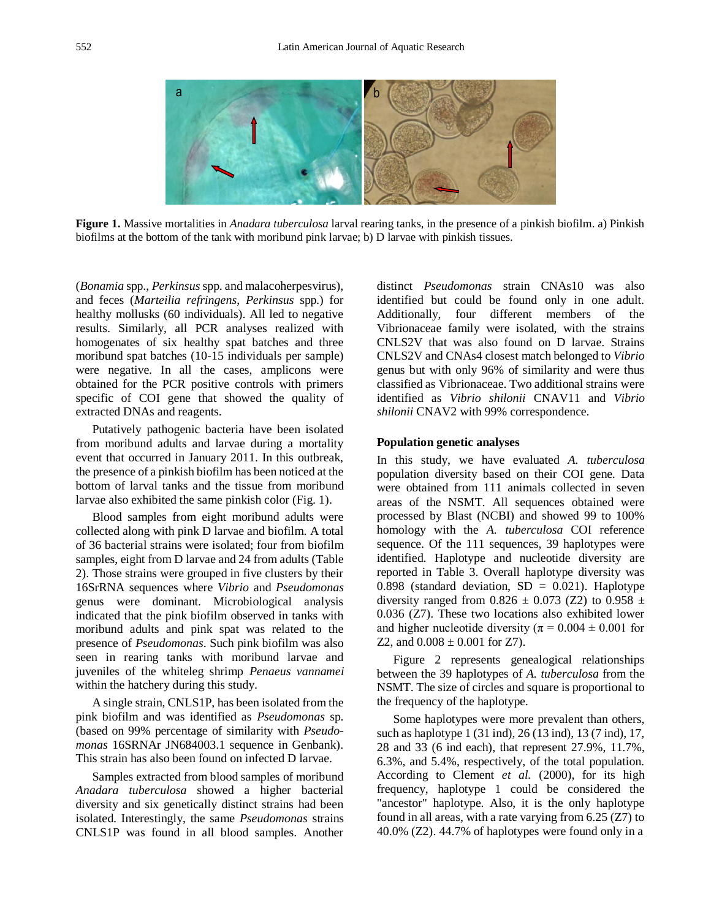**Figure 1.** Massive mortalities in *Anadara tuberculosa* larval rearing tanks, in the presence of a pinkish biofilm. a) Pinkish biofilms at the bottom of the tank with moribund pink larvae; b) D larvae with pinkish tissues.

(*Bonamia* spp., *Perkinsus* spp. and malacoherpesvirus), and feces (*Marteilia refringens*, *Perkinsus* spp.) for healthy mollusks (60 individuals). All led to negative results. Similarly, all PCR analyses realized with homogenates of six healthy spat batches and three moribund spat batches (10-15 individuals per sample) were negative. In all the cases, amplicons were obtained for the PCR positive controls with primers specific of COI gene that showed the quality of extracted DNAs and reagents.

Putatively pathogenic bacteria have been isolated from moribund adults and larvae during a mortality event that occurred in January 2011. In this outbreak, the presence of a pinkish biofilm has been noticed at the bottom of larval tanks and the tissue from moribund larvae also exhibited the same pinkish color (Fig. 1).

Blood samples from eight moribund adults were collected along with pink D larvae and biofilm. A total of 36 bacterial strains were isolated; four from biofilm samples, eight from D larvae and 24 from adults (Table 2). Those strains were grouped in five clusters by their 16SrRNA sequences where *Vibrio* and *Pseudomonas* genus were dominant. Microbiological analysis indicated that the pink biofilm observed in tanks with moribund adults and pink spat was related to the presence of *Pseudomonas*. Such pink biofilm was also seen in rearing tanks with moribund larvae and juveniles of the whiteleg shrimp *Penaeus vannamei* within the hatchery during this study.

A single strain, CNLS1P, has been isolated from the pink biofilm and was identified as *Pseudomonas* sp. (based on 99% percentage of similarity with *Pseudomonas* 16SRNAr JN684003.1 sequence in Genbank). This strain has also been found on infected D larvae.

Samples extracted from blood samples of moribund *Anadara tuberculosa* showed a higher bacterial diversity and six genetically distinct strains had been isolated. Interestingly, the same *Pseudomonas* strains CNLS1P was found in all blood samples. Another distinct *Pseudomonas* strain CNAs10 was also identified but could be found only in one adult. Additionally, four different members of the Vibrionaceae family were isolated, with the strains CNLS2V that was also found on D larvae. Strains CNLS2V and CNAs4 closest match belonged to *Vibrio* genus but with only 96% of similarity and were thus classified as Vibrionaceae. Two additional strains were identified as *Vibrio shilonii* CNAV11 and *Vibrio shilonii* CNAV2 with 99% correspondence.

### Population genetic analyses

In this study, we have evaluated *A. tuberculosa* population diversity based on their COI gene. Data were obtained from 111 animals collected in seven areas of the NSMT. All sequences obtained were processed by Blast (NCBI) and showed 99 to 100% homology with the *A. tuberculosa* COI reference sequence. Of the 111 sequences, 39 haplotypes were identified. Haplotype and nucleotide diversity are reported in Table 3. Overall haplotype diversity was 0.898 (standard deviation, SD = 0.021). Haplotype diversity ranged from $0.826 \pm 0.073$ (Z2) to $0.958 \pm 0.036$ (Z7). These two locations also exhibited lower and higher nucleotide diversity ($\pi = 0.004 \pm 0.001$ for Z2, and $0.008 \pm 0.001$ for Z7).

Figure 2 represents genealogical relationships between the 39 haplotypes of *A. tuberculosa* from the NSMT. The size of circles and square is proportional to the frequency of the haplotype.

Some haplotypes were more prevalent than others, such as haplotype 1 (31 ind), 26 (13 ind), 13 (7 ind), 17, 28 and 33 (6 ind each), that represent 27.9%, 11.7%, 6.3%, and 5.4%, respectively, of the total population. According to Clement *et al.* (2000), for its high frequency, haplotype 1 could be considered the "ancestor" haplotype. Also, it is the only haplotype found in all areas, with a rate varying from 6.25 (Z7) to 40.0% (Z2). 44.7% of haplotypes were found only in a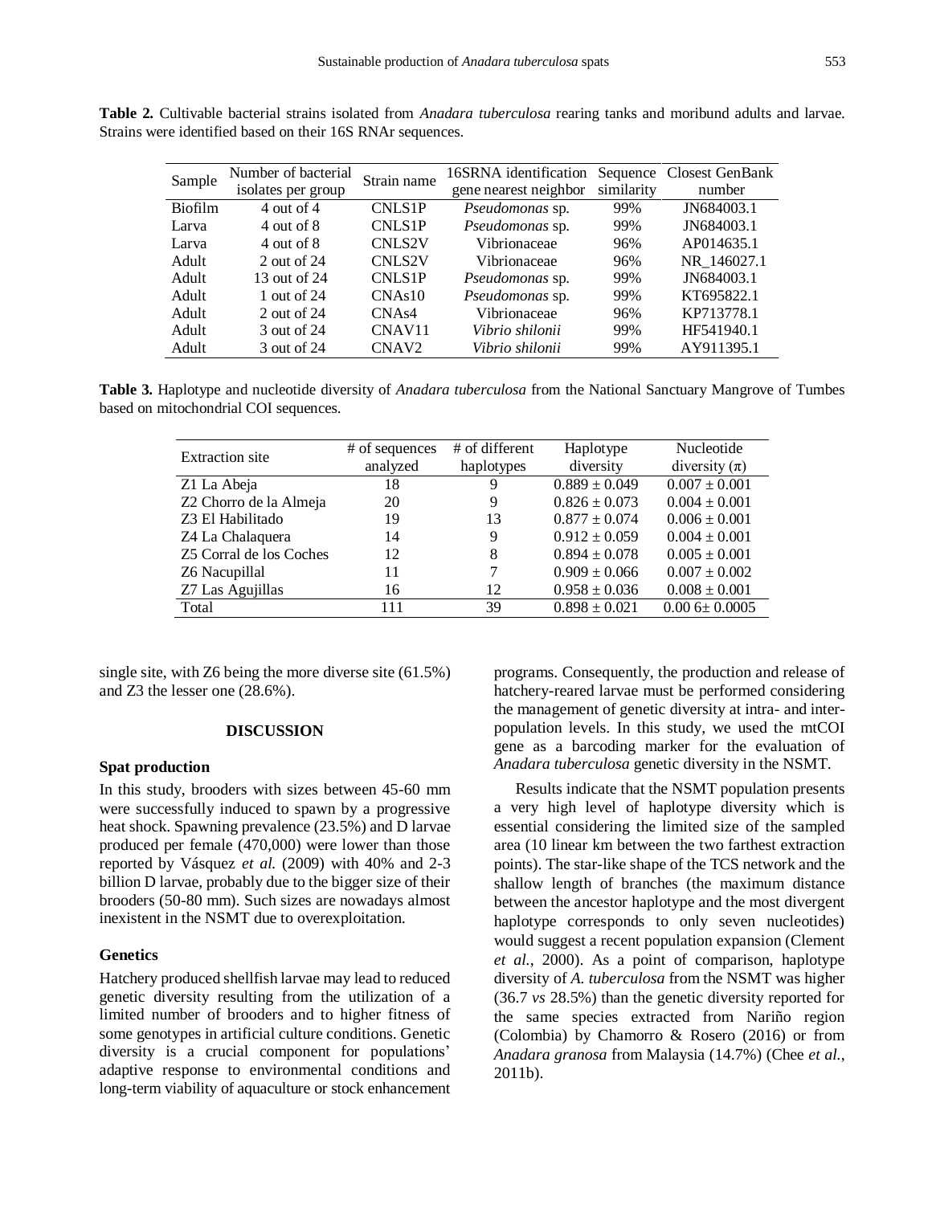**Table 2.** Cultivable bacterial strains isolated from *Anadara tuberculosa* rearing tanks and moribund adults and larvae. Strains were identified based on their 16S RNAr sequences.

| Sample | Number of bacterial isolates per group | Strain name | 16SRNA identification gene nearest neighbor | Sequence similarity | Closest GenBank number |
|---|---|---|---|---|---|
| Biofilm | 4 out of 4 | CNLS1P | *Pseudomonas* sp. | 99% | JN684003.1 |
| Larva | 4 out of 8 | CNLS1P | *Pseudomonas* sp. | 99% | JN684003.1 |
| Larva | 4 out of 8 | CNLS2V | Vibrionaceae | 96% | AP014635.1 |
| Adult | 2 out of 24 | CNLS2V | Vibrionaceae | 96% | NR_146027.1 |
| Adult | 13 out of 24 | CNLS1P | *Pseudomonas* sp. | 99% | JN684003.1 |
| Adult | 1 out of 24 | CNAs10 | *Pseudomonas* sp. | 99% | KT695822.1 |
| Adult | 2 out of 24 | CNAs4 | Vibrionaceae | 96% | KP713778.1 |
| Adult | 3 out of 24 | CNAV11 | *Vibrio shilonii* | 99% | HF541940.1 |
| Adult | 3 out of 24 | CNAV2 | *Vibrio shilonii* | 99% | AY911395.1 |

**Table 3.** Haplotype and nucleotide diversity of *Anadara tuberculosa* from the National Sanctuary Mangrove of Tumbes based on mitochondrial COI sequences.

| Extraction site | # of sequences analyzed | # of different haplotypes | Haplotype diversity | Nucleotide diversity ($\pi$) |
|---|---|---|---|---|
| Z1 La Abeja | 18 | 9 | $0.889 \pm 0.049$ | $0.007 \pm 0.001$ |
| Z2 Chorro de la Almeja | 20 | 9 | $0.826 \pm 0.073$ | $0.004 \pm 0.001$ |
| Z3 El Habilitado | 19 | 13 | $0.877 \pm 0.074$ | $0.006 \pm 0.001$ |
| Z4 La Chalaquera | 14 | 9 | $0.912 \pm 0.059$ | $0.004 \pm 0.001$ |
| Z5 Corral de los Coches | 12 | 8 | $0.894 \pm 0.078$ | $0.005 \pm 0.001$ |
| Z6 Nacupillal | 11 | 7 | $0.909 \pm 0.066$ | $0.007 \pm 0.002$ |
| Z7 Las Agujillas | 16 | 12 | $0.958 \pm 0.036$ | $0.008 \pm 0.001$ |
| Total | 111 | 39 | $0.898 \pm 0.021$ | $0.006 \pm 0.0005$ |

single site, with Z6 being the more diverse site (61.5%) and Z3 the lesser one (28.6%).

## DISCUSSION

### Spat production

In this study, brooders with sizes between 45-60 mm were successfully induced to spawn by a progressive heat shock. Spawning prevalence (23.5%) and D larvae produced per female (470,000) were lower than those reported by Vásquez *et al.* (2009) with 40% and 2-3 billion D larvae, probably due to the bigger size of their brooders (50-80 mm). Such sizes are nowadays almost inexistent in the NSMT due to overexploitation.

### Genetics

Hatchery produced shellfish larvae may lead to reduced genetic diversity resulting from the utilization of a limited number of brooders and to higher fitness of some genotypes in artificial culture conditions. Genetic diversity is a crucial component for populations' adaptive response to environmental conditions and long-term viability of aquaculture or stock enhancement programs. Consequently, the production and release of hatchery-reared larvae must be performed considering the management of genetic diversity at intra- and inter-population levels. In this study, we used the mtCOI gene as a barcoding marker for the evaluation of *Anadara tuberculosa* genetic diversity in the NSMT.

Results indicate that the NSMT population presents a very high level of haplotype diversity which is essential considering the limited size of the sampled area (10 linear km between the two farthest extraction points). The star-like shape of the TCS network and the shallow length of branches (the maximum distance between the ancestor haplotype and the most divergent haplotype corresponds to only seven nucleotides) would suggest a recent population expansion (Clement *et al.*, 2000). As a point of comparison, haplotype diversity of *A. tuberculosa* from the NSMT was higher (36.7 *vs* 28.5%) than the genetic diversity reported for the same species extracted from Nariño region (Colombia) by Chamorro & Rosero (2016) or from *Anadara granosa* from Malaysia (14.7%) (Chee *et al.*, 2011b).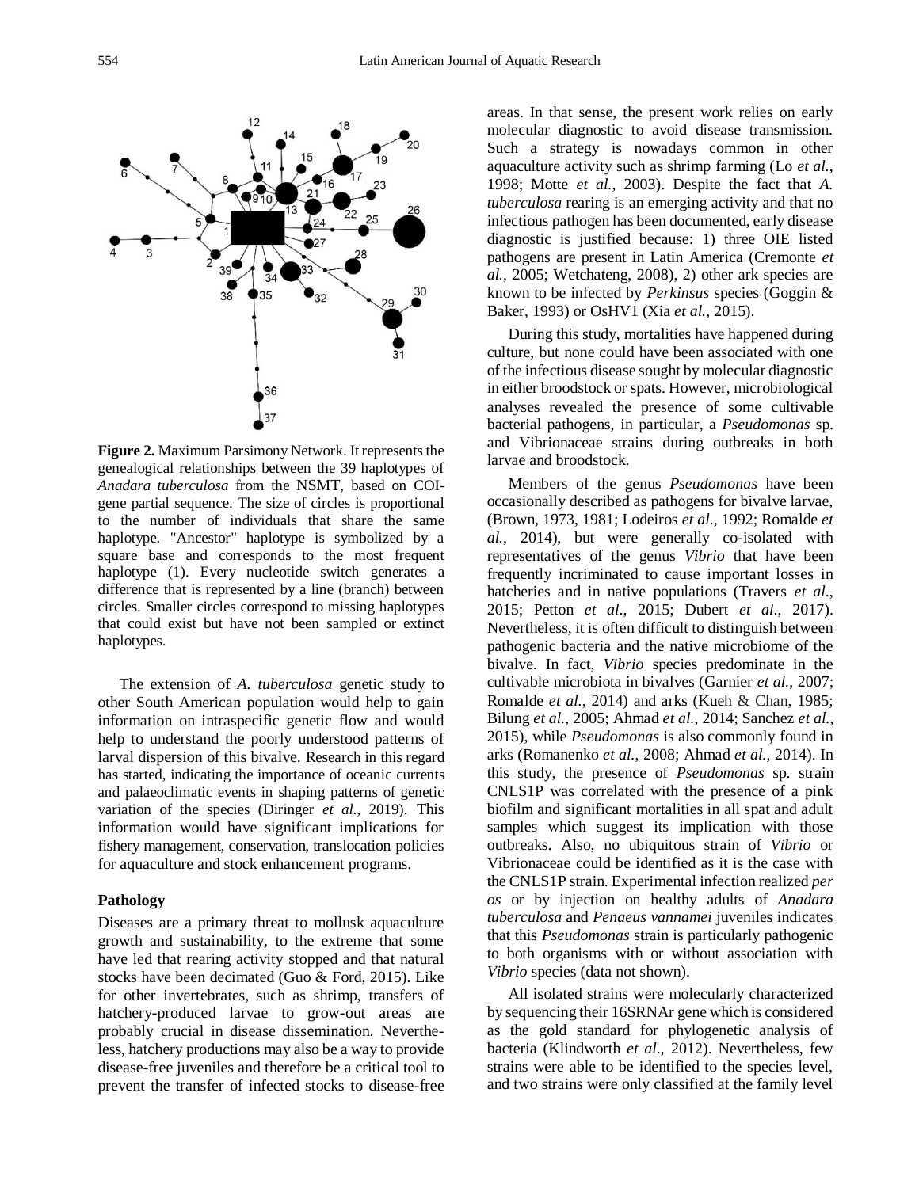**Figure 2.** Maximum Parsimony Network. It represents the genealogical relationships between the 39 haplotypes of *Anadara tuberculosa* from the NSMT, based on COI-gene partial sequence. The size of circles is proportional to the number of individuals that share the same haplotype. "Ancestor" haplotype is symbolized by a square base and corresponds to the most frequent haplotype (1). Every nucleotide switch generates a difference that is represented by a line (branch) between circles. Smaller circles correspond to missing haplotypes that could exist but have not been sampled or extinct haplotypes.

The extension of *A. tuberculosa* genetic study to other South American population would help to gain information on intraspecific genetic flow and would help to understand the poorly understood patterns of larval dispersion of this bivalve. Research in this regard has started, indicating the importance of oceanic currents and palaeoclimatic events in shaping patterns of genetic variation of the species (Diringer *et al*., 2019). This information would have significant implications for fishery management, conservation, translocation policies for aquaculture and stock enhancement programs.

### Pathology

Diseases are a primary threat to mollusk aquaculture growth and sustainability, to the extreme that some have led that rearing activity stopped and that natural stocks have been decimated (Guo & Ford, 2015). Like for other invertebrates, such as shrimp, transfers of hatchery-produced larvae to grow-out areas are probably crucial in disease dissemination. Nevertheless, hatchery productions may also be a way to provide disease-free juveniles and therefore be a critical tool to prevent the transfer of infected stocks to disease-free areas. In that sense, the present work relies on early molecular diagnostic to avoid disease transmission. Such a strategy is nowadays common in other aquaculture activity such as shrimp farming (Lo *et al.*, 1998; Motte *et al.*, 2003). Despite the fact that *A. tuberculosa* rearing is an emerging activity and that no infectious pathogen has been documented, early disease diagnostic is justified because: 1) three OIE listed pathogens are present in Latin America (Cremonte *et al.*, 2005; Wetchateng, 2008), 2) other ark species are known to be infected by *Perkinsus* species (Goggin & Baker, 1993) or OsHV1 (Xia *et al.*, 2015).

During this study, mortalities have happened during culture, but none could have been associated with one of the infectious disease sought by molecular diagnostic in either broodstock or spats. However, microbiological analyses revealed the presence of some cultivable bacterial pathogens, in particular, a *Pseudomonas* sp. and Vibrionaceae strains during outbreaks in both larvae and broodstock.

Members of the genus *Pseudomonas* have been occasionally described as pathogens for bivalve larvae, (Brown, 1973, 1981; Lodeiros *et al*., 1992; Romalde *et al.*, 2014), but were generally co-isolated with representatives of the genus *Vibrio* that have been frequently incriminated to cause important losses in hatcheries and in native populations (Travers *et al*., 2015; Petton *et al*., 2015; Dubert *et al*., 2017). Nevertheless, it is often difficult to distinguish between pathogenic bacteria and the native microbiome of the bivalve. In fact, *Vibrio* species predominate in the cultivable microbiota in bivalves (Garnier *et al.*, 2007; Romalde *et al.*, 2014) and arks (Kueh & Chan, 1985; Bilung *et al.*, 2005; Ahmad *et al.*, 2014; Sanchez *et al.*, 2015), while *Pseudomonas* is also commonly found in arks (Romanenko *et al.*, 2008; Ahmad *et al.*, 2014). In this study, the presence of *Pseudomonas* sp. strain CNLS1P was correlated with the presence of a pink biofilm and significant mortalities in all spat and adult samples which suggest its implication with those outbreaks. Also, no ubiquitous strain of *Vibrio* or Vibrionaceae could be identified as it is the case with the CNLS1P strain. Experimental infection realized *per os* or by injection on healthy adults of *Anadara tuberculosa* and *Penaeus vannamei* juveniles indicates that this *Pseudomonas* strain is particularly pathogenic to both organisms with or without association with *Vibrio* species (data not shown).

All isolated strains were molecularly characterized by sequencing their 16SRNAr gene which is considered as the gold standard for phylogenetic analysis of bacteria (Klindworth *et al*., 2012). Nevertheless, few strains were able to be identified to the species level, and two strains were only classified at the family level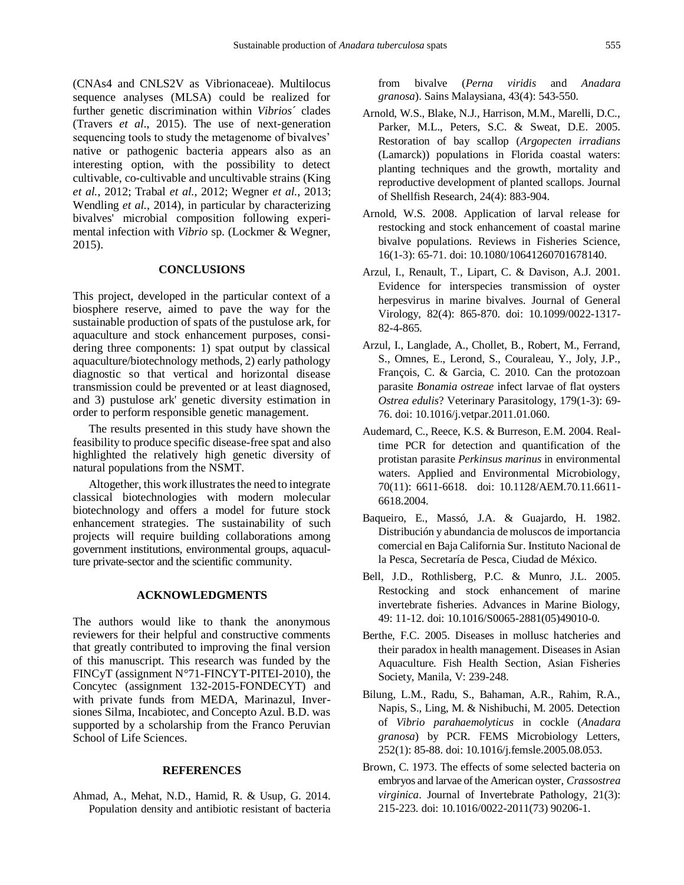(CNAs4 and CNLS2V as Vibrionaceae). Multilocus sequence analyses (MLSA) could be realized for further genetic discrimination within *Vibrios´* clades (Travers *et al*., 2015). The use of next-generation sequencing tools to study the metagenome of bivalves' native or pathogenic bacteria appears also as an interesting option, with the possibility to detect cultivable, co-cultivable and uncultivable strains (King *et al.*, 2012; Trabal *et al.*, 2012; Wegner *et al.*, 2013; Wendling *et al.*, 2014), in particular by characterizing bivalves' microbial composition following experimental infection with *Vibrio* sp. (Lockmer & Wegner, 2015).

## CONCLUSIONS

This project, developed in the particular context of a biosphere reserve, aimed to pave the way for the sustainable production of spats of the pustulose ark, for aquaculture and stock enhancement purposes, considering three components: 1) spat output by classical aquaculture/biotechnology methods, 2) early pathology diagnostic so that vertical and horizontal disease transmission could be prevented or at least diagnosed, and 3) pustulose ark' genetic diversity estimation in order to perform responsible genetic management.

The results presented in this study have shown the feasibility to produce specific disease-free spat and also highlighted the relatively high genetic diversity of natural populations from the NSMT.

Altogether, this work illustrates the need to integrate classical biotechnologies with modern molecular biotechnology and offers a model for future stock enhancement strategies. The sustainability of such projects will require building collaborations among government institutions, environmental groups, aquaculture private-sector and the scientific community.

## ACKNOWLEDGMENTS

The authors would like to thank the anonymous reviewers for their helpful and constructive comments that greatly contributed to improving the final version of this manuscript. This research was funded by the FINCyT (assignment N°71-FINCYT-PITEI-2010), the Concytec (assignment 132-2015-FONDECYT) and with private funds from MEDA, Marinazul, Inversiones Silma, Incabiotec, and Concepto Azul. B.D. was supported by a scholarship from the Franco Peruvian School of Life Sciences.

## REFERENCES

Ahmad, A., Mehat, N.D., Hamid, R. & Usup, G. 2014. Population density and antibiotic resistant of bacteria from bivalve (*Perna viridis* and *Anadara granosa*). Sains Malaysiana, 43(4): 543-550.

Arnold, W.S., Blake, N.J., Harrison, M.M., Marelli, D.C., Parker, M.L., Peters, S.C. & Sweat, D.E. 2005. Restoration of bay scallop (*Argopecten irradians* (Lamarck)) populations in Florida coastal waters: planting techniques and the growth, mortality and reproductive development of planted scallops. Journal of Shellfish Research, 24(4): 883-904.

Arnold, W.S. 2008. Application of larval release for restocking and stock enhancement of coastal marine bivalve populations. Reviews in Fisheries Science, 16(1-3): 65-71. doi: 10.1080/10641260701678140.

Arzul, I., Renault, T., Lipart, C. & Davison, A.J. 2001. Evidence for interspecies transmission of oyster herpesvirus in marine bivalves. Journal of General Virology, 82(4): 865-870. doi: 10.1099/0022-1317-82-4-865.

Arzul, I., Langlade, A., Chollet, B., Robert, M., Ferrand, S., Omnes, E., Lerond, S., Couraleau, Y., Joly, J.P., François, C. & Garcia, C. 2010. Can the protozoan parasite *Bonamia ostreae* infect larvae of flat oysters *Ostrea edulis*? Veterinary Parasitology, 179(1-3): 69-76. doi: 10.1016/j.vetpar.2011.01.060.

Audemard, C., Reece, K.S. & Burreson, E.M. 2004. Real-time PCR for detection and quantification of the protistan parasite *Perkinsus marinus* in environmental waters. Applied and Environmental Microbiology, 70(11): 6611-6618. doi: 10.1128/AEM.70.11.6611-6618.2004.

Baqueiro, E., Massó, J.A. & Guajardo, H. 1982. Distribución y abundancia de moluscos de importancia comercial en Baja California Sur. Instituto Nacional de la Pesca, Secretaría de Pesca, Ciudad de México.

Bell, J.D., Rothlisberg, P.C. & Munro, J.L. 2005. Restocking and stock enhancement of marine invertebrate fisheries. Advances in Marine Biology, 49: 11-12. doi: 10.1016/S0065-2881(05)49010-0.

Berthe, F.C. 2005. Diseases in mollusc hatcheries and their paradox in health management. Diseases in Asian Aquaculture. Fish Health Section, Asian Fisheries Society, Manila, V: 239-248.

Bilung, L.M., Radu, S., Bahaman, A.R., Rahim, R.A., Napis, S., Ling, M. & Nishibuchi, M. 2005. Detection of *Vibrio parahaemolyticus* in cockle (*Anadara granosa*) by PCR. FEMS Microbiology Letters, 252(1): 85-88. doi: 10.1016/j.femsle.2005.08.053.

Brown, C. 1973. The effects of some selected bacteria on embryos and larvae of the American oyster, *Crassostrea virginica*. Journal of Invertebrate Pathology, 21(3): 215-223. doi: 10.1016/0022-2011(73) 90206-1.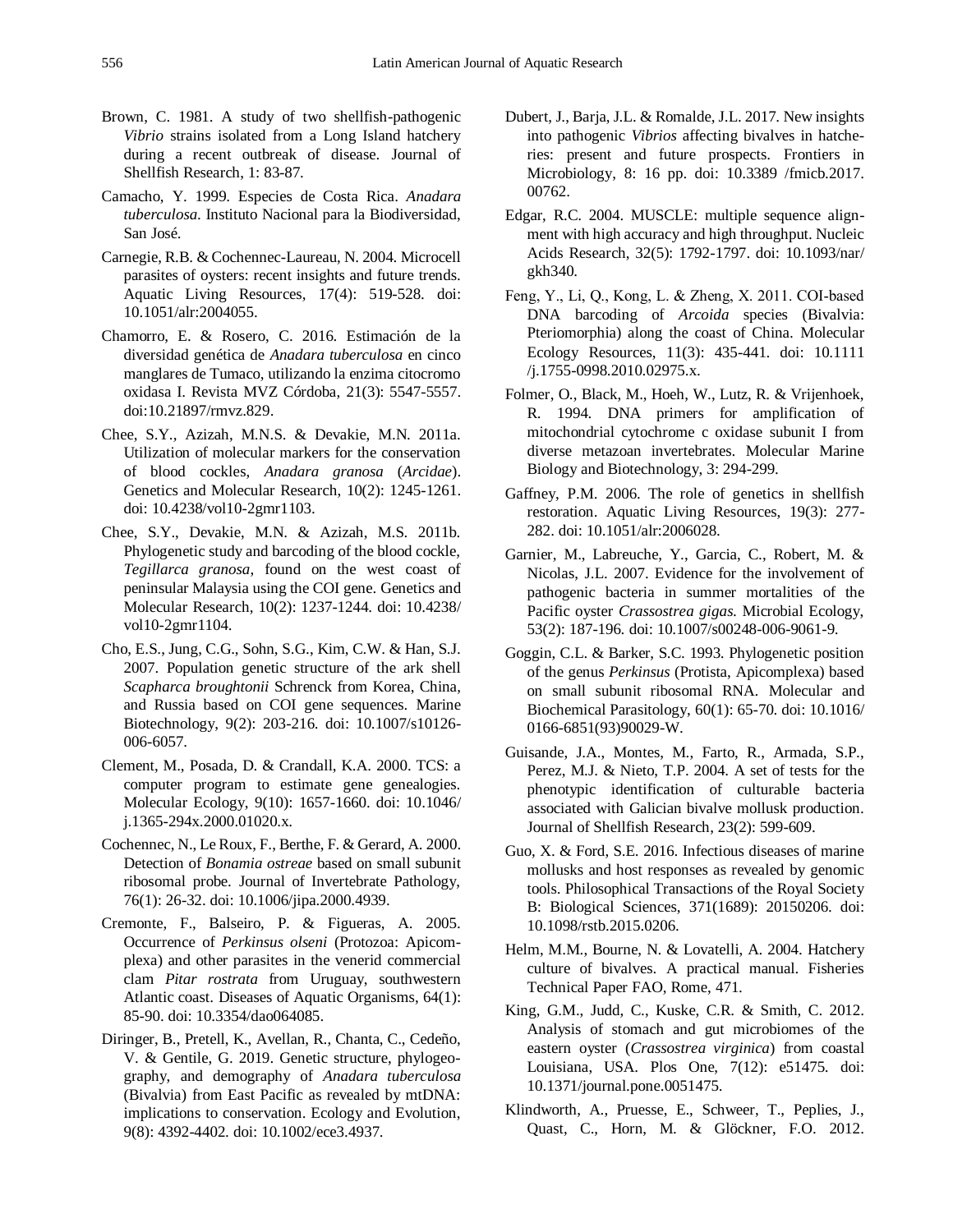Brown, C. 1981. A study of two shellfish-pathogenic *Vibrio* strains isolated from a Long Island hatchery during a recent outbreak of disease. Journal of Shellfish Research, 1: 83-87.

Camacho, Y. 1999. Especies de Costa Rica. *Anadara tuberculosa*. Instituto Nacional para la Biodiversidad, San José.

Carnegie, R.B. & Cochennec-Laureau, N. 2004. Microcell parasites of oysters: recent insights and future trends. Aquatic Living Resources, 17(4): 519-528. doi: 10.1051/alr:2004055.

Chamorro, E. & Rosero, C. 2016. Estimación de la diversidad genética de *Anadara tuberculosa* en cinco manglares de Tumaco, utilizando la enzima citocromo oxidasa I. Revista MVZ Córdoba, 21(3): 5547-5557. doi:10.21897/rmvz.829.

Chee, S.Y., Azizah, M.N.S. & Devakie, M.N. 2011a. Utilization of molecular markers for the conservation of blood cockles, *Anadara granosa* (*Arcidae*). Genetics and Molecular Research, 10(2): 1245-1261. doi: 10.4238/vol10-2gmr1103.

Chee, S.Y., Devakie, M.N. & Azizah, M.S. 2011b. Phylogenetic study and barcoding of the blood cockle, *Tegillarca granosa*, found on the west coast of peninsular Malaysia using the COI gene. Genetics and Molecular Research, 10(2): 1237-1244. doi: 10.4238/vol10-2gmr1104.

Cho, E.S., Jung, C.G., Sohn, S.G., Kim, C.W. & Han, S.J. 2007. Population genetic structure of the ark shell *Scapharca broughtonii* Schrenck from Korea, China, and Russia based on COI gene sequences. Marine Biotechnology, 9(2): 203-216. doi: 10.1007/s10126-006-6057.

Clement, M., Posada, D. & Crandall, K.A. 2000. TCS: a computer program to estimate gene genealogies. Molecular Ecology, 9(10): 1657-1660. doi: 10.1046/j.1365-294x.2000.01020.x.

Cochennec, N., Le Roux, F., Berthe, F. & Gerard, A. 2000. Detection of *Bonamia ostreae* based on small subunit ribosomal probe. Journal of Invertebrate Pathology, 76(1): 26-32. doi: 10.1006/jipa.2000.4939.

Cremonte, F., Balseiro, P. & Figueras, A. 2005. Occurrence of *Perkinsus olseni* (Protozoa: Apicomplexa) and other parasites in the venerid commercial clam *Pitar rostrata* from Uruguay, southwestern Atlantic coast. Diseases of Aquatic Organisms, 64(1): 85-90. doi: 10.3354/dao064085.

Diringer, B., Pretell, K., Avellan, R., Chanta, C., Cedeño, V. & Gentile, G. 2019. Genetic structure, phylogeography, and demography of *Anadara tuberculosa* (Bivalvia) from East Pacific as revealed by mtDNA: implications to conservation. Ecology and Evolution, 9(8): 4392-4402. doi: 10.1002/ece3.4937.

Dubert, J., Barja, J.L. & Romalde, J.L. 2017. New insights into pathogenic *Vibrios* affecting bivalves in hatcheries: present and future prospects. Frontiers in Microbiology, 8: 16 pp. doi: 10.3389 /fmicb.2017.00762.

Edgar, R.C. 2004. MUSCLE: multiple sequence alignment with high accuracy and high throughput. Nucleic Acids Research, 32(5): 1792-1797. doi: 10.1093/nar/gkh340.

Feng, Y., Li, Q., Kong, L. & Zheng, X. 2011. COI-based DNA barcoding of *Arcoida* species (Bivalvia: Pteriomorphia) along the coast of China. Molecular Ecology Resources, 11(3): 435-441. doi: 10.1111 /j.1755-0998.2010.02975.x.

Folmer, O., Black, M., Hoeh, W., Lutz, R. & Vrijenhoek, R. 1994. DNA primers for amplification of mitochondrial cytochrome c oxidase subunit I from diverse metazoan invertebrates. Molecular Marine Biology and Biotechnology, 3: 294-299.

Gaffney, P.M. 2006. The role of genetics in shellfish restoration. Aquatic Living Resources, 19(3): 277-282. doi: 10.1051/alr:2006028.

Garnier, M., Labreuche, Y., Garcia, C., Robert, M. & Nicolas, J.L. 2007. Evidence for the involvement of pathogenic bacteria in summer mortalities of the Pacific oyster *Crassostrea gigas*. Microbial Ecology, 53(2): 187-196. doi: 10.1007/s00248-006-9061-9.

Goggin, C.L. & Barker, S.C. 1993. Phylogenetic position of the genus *Perkinsus* (Protista, Apicomplexa) based on small subunit ribosomal RNA. Molecular and Biochemical Parasitology, 60(1): 65-70. doi: 10.1016/0166-6851(93)90029-W.

Guisande, J.A., Montes, M., Farto, R., Armada, S.P., Perez, M.J. & Nieto, T.P. 2004. A set of tests for the phenotypic identification of culturable bacteria associated with Galician bivalve mollusk production. Journal of Shellfish Research, 23(2): 599-609.

Guo, X. & Ford, S.E. 2016. Infectious diseases of marine mollusks and host responses as revealed by genomic tools. Philosophical Transactions of the Royal Society B: Biological Sciences, 371(1689): 20150206. doi: 10.1098/rstb.2015.0206.

Helm, M.M., Bourne, N. & Lovatelli, A. 2004. Hatchery culture of bivalves. A practical manual. Fisheries Technical Paper FAO, Rome, 471.

King, G.M., Judd, C., Kuske, C.R. & Smith, C. 2012. Analysis of stomach and gut microbiomes of the eastern oyster (*Crassostrea virginica*) from coastal Louisiana, USA. Plos One, 7(12): e51475. doi: 10.1371/journal.pone.0051475.

Klindworth, A., Pruesse, E., Schweer, T., Peplies, J., Quast, C., Horn, M. & Glöckner, F.O. 2012.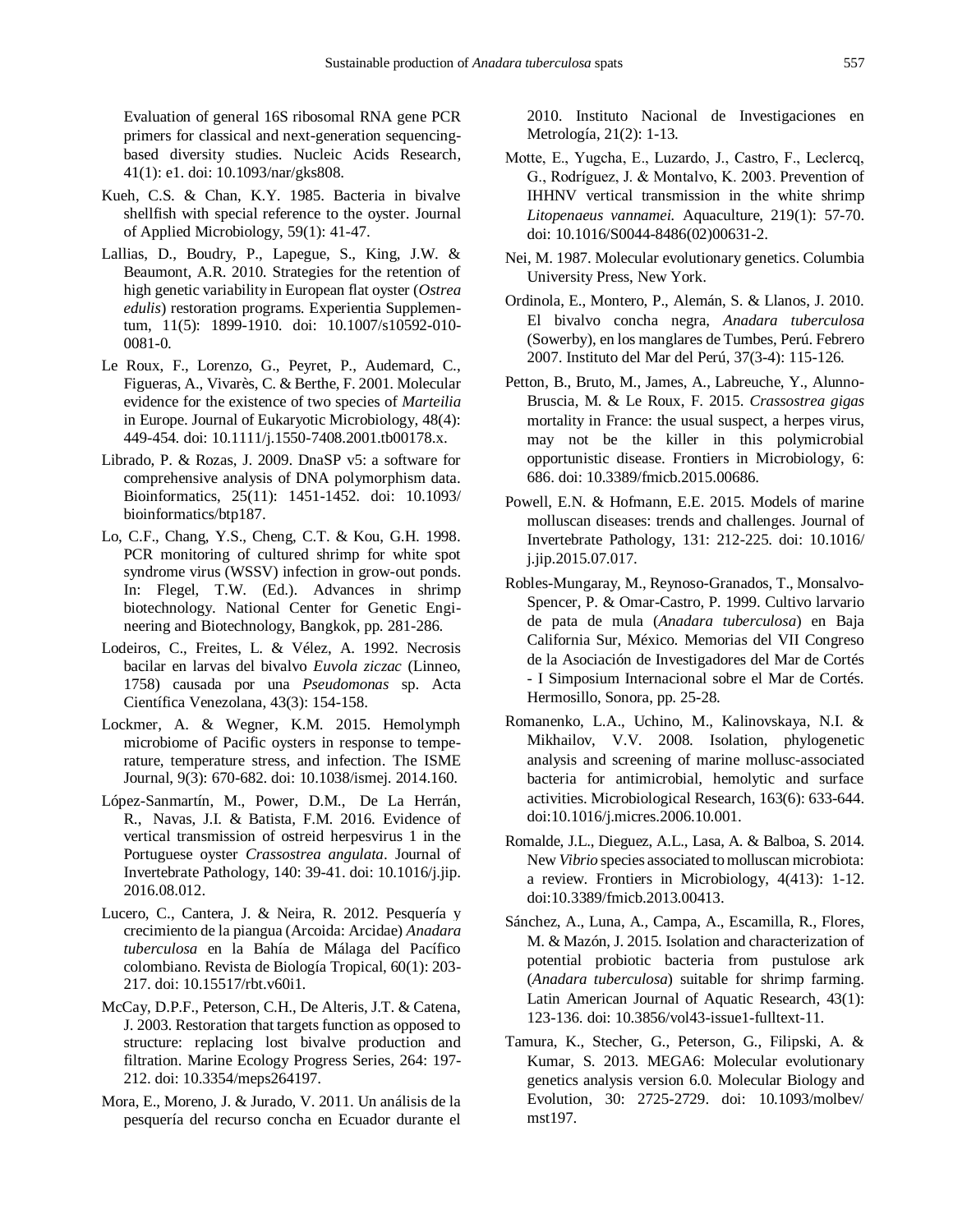Evaluation of general 16S ribosomal RNA gene PCR primers for classical and next-generation sequencing-based diversity studies. Nucleic Acids Research, 41(1): e1. doi: 10.1093/nar/gks808.

Kueh, C.S. & Chan, K.Y. 1985. Bacteria in bivalve shellfish with special reference to the oyster. Journal of Applied Microbiology, 59(1): 41-47.

Lallias, D., Boudry, P., Lapegue, S., King, J.W. & Beaumont, A.R. 2010. Strategies for the retention of high genetic variability in European flat oyster (*Ostrea edulis*) restoration programs. Experientia Supplementum, 11(5): 1899-1910. doi: 10.1007/s10592-010-0081-0.

Le Roux, F., Lorenzo, G., Peyret, P., Audemard, C., Figueras, A., Vivarès, C. & Berthe, F. 2001. Molecular evidence for the existence of two species of *Marteilia* in Europe. Journal of Eukaryotic Microbiology, 48(4): 449-454. doi: 10.1111/j.1550-7408.2001.tb00178.x.

Librado, P. & Rozas, J. 2009. DnaSP v5: a software for comprehensive analysis of DNA polymorphism data. Bioinformatics, 25(11): 1451-1452. doi: 10.1093/bioinformatics/btp187.

Lo, C.F., Chang, Y.S., Cheng, C.T. & Kou, G.H. 1998. PCR monitoring of cultured shrimp for white spot syndrome virus (WSSV) infection in grow-out ponds. In: Flegel, T.W. (Ed.). Advances in shrimp biotechnology. National Center for Genetic Engineering and Biotechnology, Bangkok, pp. 281-286.

Lodeiros, C., Freites, L. & Vélez, A. 1992. Necrosis bacilar en larvas del bivalvo *Euvola ziczac* (Linneo, 1758) causada por una *Pseudomonas* sp. Acta Científica Venezolana, 43(3): 154-158.

Lockmer, A. & Wegner, K.M. 2015. Hemolymph microbiome of Pacific oysters in response to temperature, temperature stress, and infection. The ISME Journal, 9(3): 670-682. doi: 10.1038/ismej. 2014.160.

López-Sanmartín, M., Power, D.M., De La Herrán, R., Navas, J.I. & Batista, F.M. 2016. Evidence of vertical transmission of ostreid herpesvirus 1 in the Portuguese oyster *Crassostrea angulata*. Journal of Invertebrate Pathology, 140: 39-41. doi: 10.1016/j.jip. 2016.08.012.

Lucero, C., Cantera, J. & Neira, R. 2012. Pesquería y crecimiento de la piangua (Arcoida: Arcidae) *Anadara tuberculosa* en la Bahía de Málaga del Pacífico colombiano. Revista de Biología Tropical, 60(1): 203-217. doi: 10.15517/rbt.v60i1.

McCay, D.P.F., Peterson, C.H., De Alteris, J.T. & Catena, J. 2003. Restoration that targets function as opposed to structure: replacing lost bivalve production and filtration. Marine Ecology Progress Series, 264: 197-212. doi: 10.3354/meps264197.

Mora, E., Moreno, J. & Jurado, V. 2011. Un análisis de la pesquería del recurso concha en Ecuador durante el 2010. Instituto Nacional de Investigaciones en Metrología, 21(2): 1-13.

Motte, E., Yugcha, E., Luzardo, J., Castro, F., Leclercq, G., Rodríguez, J. & Montalvo, K. 2003. Prevention of IHHNV vertical transmission in the white shrimp *Litopenaeus vannamei*. Aquaculture, 219(1): 57-70. doi: 10.1016/S0044-8486(02)00631-2.

Nei, M. 1987. Molecular evolutionary genetics. Columbia University Press, New York.

Ordinola, E., Montero, P., Alemán, S. & Llanos, J. 2010. El bivalvo concha negra, *Anadara tuberculosa* (Sowerby), en los manglares de Tumbes, Perú. Febrero 2007. Instituto del Mar del Perú, 37(3-4): 115-126.

Petton, B., Bruto, M., James, A., Labreuche, Y., Alunno-Bruscia, M. & Le Roux, F. 2015. *Crassostrea gigas* mortality in France: the usual suspect, a herpes virus, may not be the killer in this polymicrobial opportunistic disease. Frontiers in Microbiology, 6: 686. doi: 10.3389/fmicb.2015.00686.

Powell, E.N. & Hofmann, E.E. 2015. Models of marine molluscan diseases: trends and challenges. Journal of Invertebrate Pathology, 131: 212-225. doi: 10.1016/j.jip.2015.07.017.

Robles-Mungaray, M., Reynoso-Granados, T., Monsalvo-Spencer, P. & Omar-Castro, P. 1999. Cultivo larvario de pata de mula (*Anadara tuberculosa*) en Baja California Sur, México. Memorias del VII Congreso de la Asociación de Investigadores del Mar de Cortés - I Simposium Internacional sobre el Mar de Cortés. Hermosillo, Sonora, pp. 25-28.

Romanenko, L.A., Uchino, M., Kalinovskaya, N.I. & Mikhailov, V.V. 2008. Isolation, phylogenetic analysis and screening of marine mollusc-associated bacteria for antimicrobial, hemolytic and surface activities. Microbiological Research, 163(6): 633-644. doi:10.1016/j.micres.2006.10.001.

Romalde, J.L., Dieguez, A.L., Lasa, A. & Balboa, S. 2014. New *Vibrio* species associated to molluscan microbiota: a review. Frontiers in Microbiology, 4(413): 1-12. doi:10.3389/fmicb.2013.00413.

Sánchez, A., Luna, A., Campa, A., Escamilla, R., Flores, M. & Mazón, J. 2015. Isolation and characterization of potential probiotic bacteria from pustulose ark (*Anadara tuberculosa*) suitable for shrimp farming. Latin American Journal of Aquatic Research, 43(1): 123-136. doi: 10.3856/vol43-issue1-fulltext-11.

Tamura, K., Stecher, G., Peterson, G., Filipski, A. & Kumar, S. 2013. MEGA6: Molecular evolutionary genetics analysis version 6.0. Molecular Biology and Evolution, 30: 2725-2729. doi: 10.1093/molbev/mst197.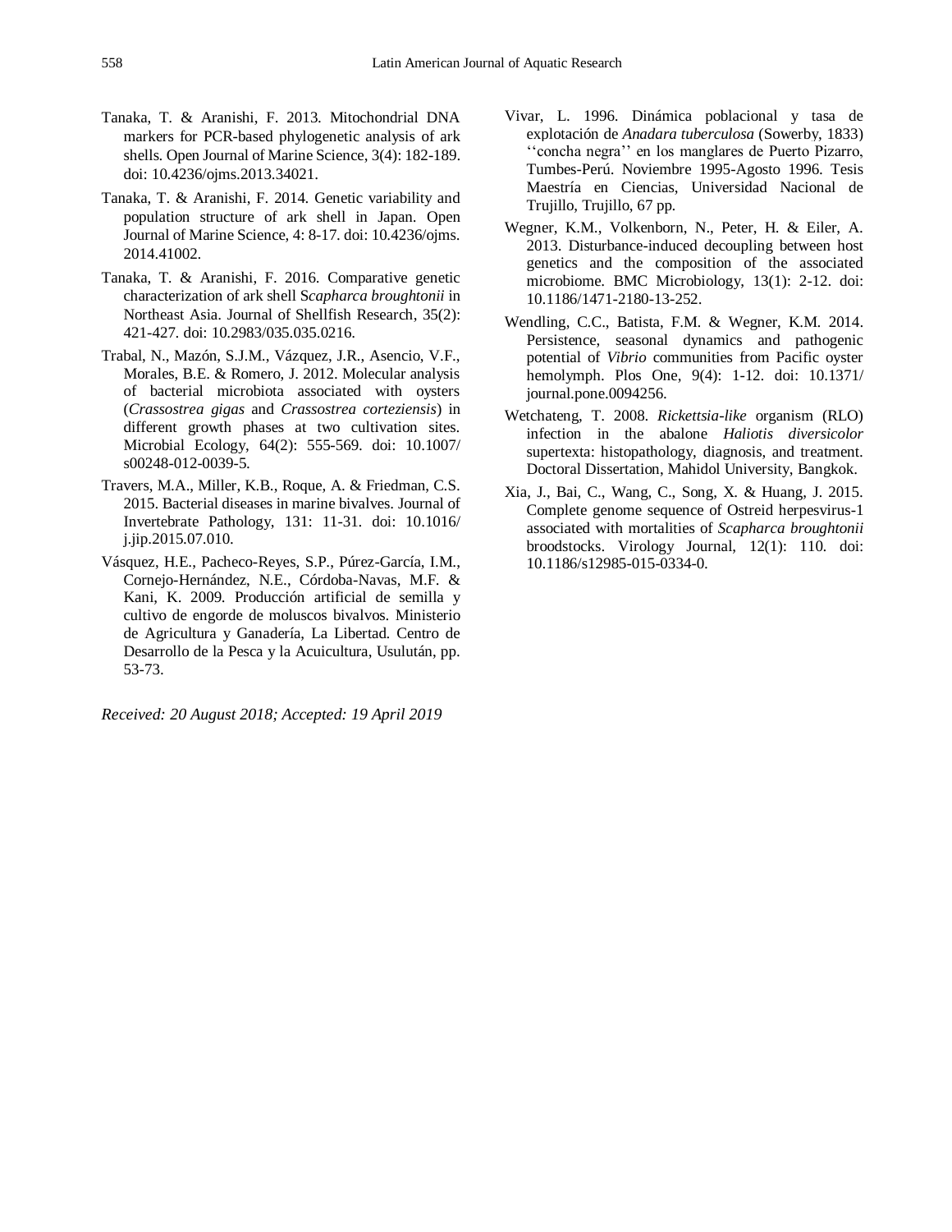Tanaka, T. & Aranishi, F. 2013. Mitochondrial DNA markers for PCR-based phylogenetic analysis of ark shells. Open Journal of Marine Science, 3(4): 182-189. doi: 10.4236/ojms.2013.34021.

Tanaka, T. & Aranishi, F. 2014. Genetic variability and population structure of ark shell in Japan. Open Journal of Marine Science, 4: 8-17. doi: 10.4236/ojms.2014.41002.

Tanaka, T. & Aranishi, F. 2016. Comparative genetic characterization of ark shell S*capharca broughtonii* in Northeast Asia. Journal of Shellfish Research, 35(2): 421-427. doi: 10.2983/035.035.0216.

Trabal, N., Mazón, S.J.M., Vázquez, J.R., Asencio, V.F., Morales, B.E. & Romero, J. 2012. Molecular analysis of bacterial microbiota associated with oysters (*Crassostrea gigas* and *Crassostrea corteziensis*) in different growth phases at two cultivation sites. Microbial Ecology, 64(2): 555-569. doi: 10.1007/s00248-012-0039-5.

Travers, M.A., Miller, K.B., Roque, A. & Friedman, C.S. 2015. Bacterial diseases in marine bivalves. Journal of Invertebrate Pathology, 131: 11-31. doi: 10.1016/j.jip.2015.07.010.

Vásquez, H.E., Pacheco-Reyes, S.P., Púrez-García, I.M., Cornejo-Hernández, N.E., Córdoba-Navas, M.F. & Kani, K. 2009. Producción artificial de semilla y cultivo de engorde de moluscos bivalvos. Ministerio de Agricultura y Ganadería, La Libertad. Centro de Desarrollo de la Pesca y la Acuicultura, Usulután, pp. 53-73.

*Received: 20 August 2018; Accepted: 19 April 2019*

Vivar, L. 1996. Dinámica poblacional y tasa de explotación de *Anadara tuberculosa* (Sowerby, 1833) ''concha negra'' en los manglares de Puerto Pizarro, Tumbes-Perú. Noviembre 1995-Agosto 1996. Tesis Maestría en Ciencias, Universidad Nacional de Trujillo, Trujillo, 67 pp.

Wegner, K.M., Volkenborn, N., Peter, H. & Eiler, A. 2013. Disturbance-induced decoupling between host genetics and the composition of the associated microbiome. BMC Microbiology, 13(1): 2-12. doi: 10.1186/1471-2180-13-252.

Wendling, C.C., Batista, F.M. & Wegner, K.M. 2014. Persistence, seasonal dynamics and pathogenic potential of *Vibrio* communities from Pacific oyster hemolymph. Plos One, 9(4): 1-12. doi: 10.1371/journal.pone.0094256.

Wetchateng, T. 2008. *Rickettsia-like* organism (RLO) infection in the abalone *Haliotis diversicolor* supertexta: histopathology, diagnosis, and treatment. Doctoral Dissertation, Mahidol University, Bangkok.

Xia, J., Bai, C., Wang, C., Song, X. & Huang, J. 2015. Complete genome sequence of Ostreid herpesvirus-1 associated with mortalities of *Scapharca broughtonii* broodstocks. Virology Journal, 12(1): 110. doi: 10.1186/s12985-015-0334-0.